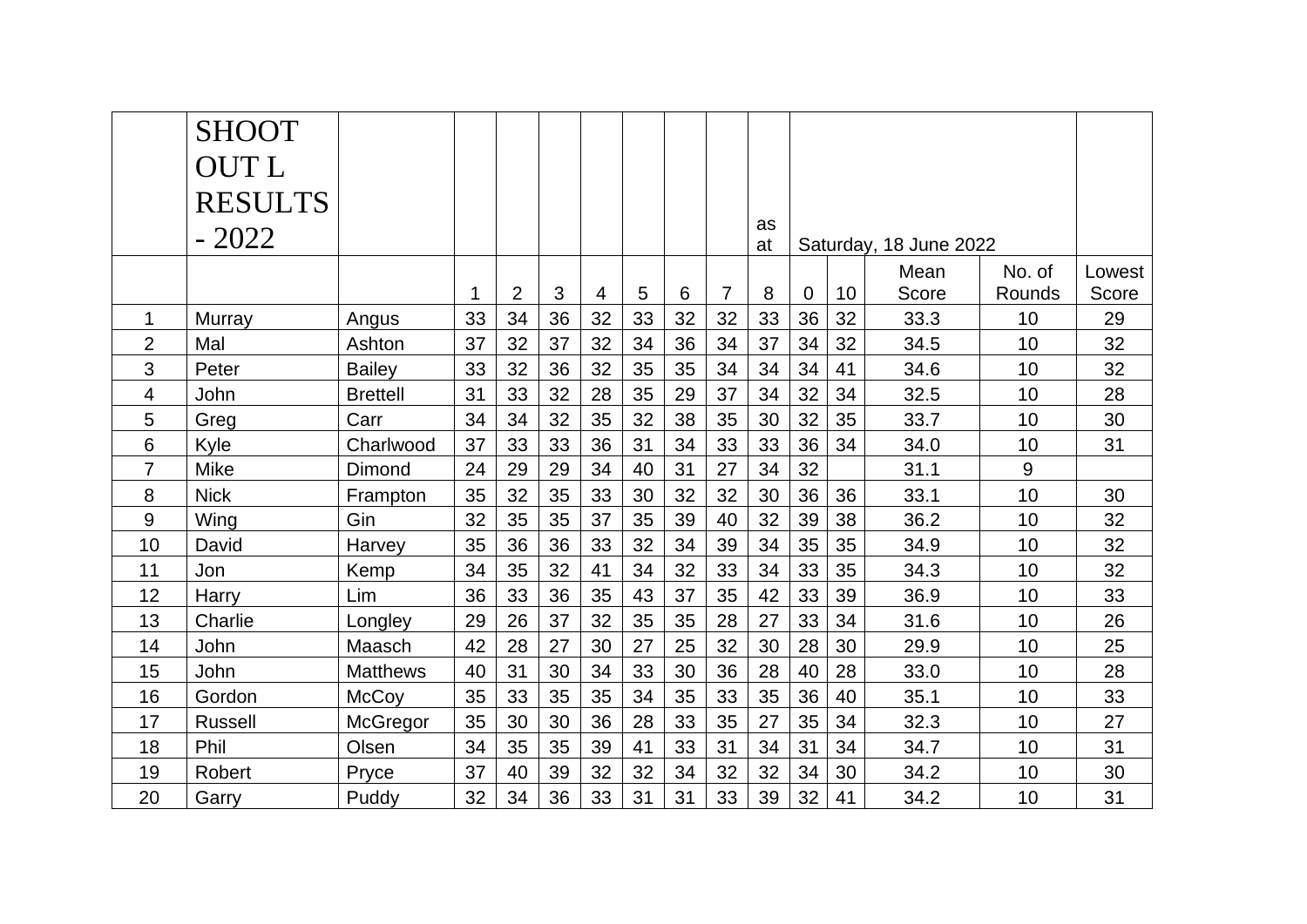| | SHOOT OUT L RESULTS - 2022 | | | | | | | | | as at | Saturday, 18 June 2022 | | | | |
|---|---|---|---|---|---|---|---|---|---|---|---|---|---|---|---|
| | | | 1 | 2 | 3 | 4 | 5 | 6 | 7 | 8 | 0 | 10 | Mean Score | No. of Rounds | Lowest Score |
| 1 | Murray | Angus | 33 | 34 | 36 | 32 | 33 | 32 | 32 | 33 | 36 | 32 | 33.3 | 10 | 29 |
| 2 | Mal | Ashton | 37 | 32 | 37 | 32 | 34 | 36 | 34 | 37 | 34 | 32 | 34.5 | 10 | 32 |
| 3 | Peter | Bailey | 33 | 32 | 36 | 32 | 35 | 35 | 34 | 34 | 34 | 41 | 34.6 | 10 | 32 |
| 4 | John | Brettell | 31 | 33 | 32 | 28 | 35 | 29 | 37 | 34 | 32 | 34 | 32.5 | 10 | 28 |
| 5 | Greg | Carr | 34 | 34 | 32 | 35 | 32 | 38 | 35 | 30 | 32 | 35 | 33.7 | 10 | 30 |
| 6 | Kyle | Charlwood | 37 | 33 | 33 | 36 | 31 | 34 | 33 | 33 | 36 | 34 | 34.0 | 10 | 31 |
| 7 | Mike | Dimond | 24 | 29 | 29 | 34 | 40 | 31 | 27 | 34 | 32 | | 31.1 | 9 | |
| 8 | Nick | Frampton | 35 | 32 | 35 | 33 | 30 | 32 | 32 | 30 | 36 | 36 | 33.1 | 10 | 30 |
| 9 | Wing | Gin | 32 | 35 | 35 | 37 | 35 | 39 | 40 | 32 | 39 | 38 | 36.2 | 10 | 32 |
| 10 | David | Harvey | 35 | 36 | 36 | 33 | 32 | 34 | 39 | 34 | 35 | 35 | 34.9 | 10 | 32 |
| 11 | Jon | Kemp | 34 | 35 | 32 | 41 | 34 | 32 | 33 | 34 | 33 | 35 | 34.3 | 10 | 32 |
| 12 | Harry | Lim | 36 | 33 | 36 | 35 | 43 | 37 | 35 | 42 | 33 | 39 | 36.9 | 10 | 33 |
| 13 | Charlie | Longley | 29 | 26 | 37 | 32 | 35 | 35 | 28 | 27 | 33 | 34 | 31.6 | 10 | 26 |
| 14 | John | Maasch | 42 | 28 | 27 | 30 | 27 | 25 | 32 | 30 | 28 | 30 | 29.9 | 10 | 25 |
| 15 | John | Matthews | 40 | 31 | 30 | 34 | 33 | 30 | 36 | 28 | 40 | 28 | 33.0 | 10 | 28 |
| 16 | Gordon | McCoy | 35 | 33 | 35 | 35 | 34 | 35 | 33 | 35 | 36 | 40 | 35.1 | 10 | 33 |
| 17 | Russell | McGregor | 35 | 30 | 30 | 36 | 28 | 33 | 35 | 27 | 35 | 34 | 32.3 | 10 | 27 |
| 18 | Phil | Olsen | 34 | 35 | 35 | 39 | 41 | 33 | 31 | 34 | 31 | 34 | 34.7 | 10 | 31 |
| 19 | Robert | Pryce | 37 | 40 | 39 | 32 | 32 | 34 | 32 | 32 | 34 | 30 | 34.2 | 10 | 30 |
| 20 | Garry | Puddy | 32 | 34 | 36 | 33 | 31 | 31 | 33 | 39 | 32 | 41 | 34.2 | 10 | 31 |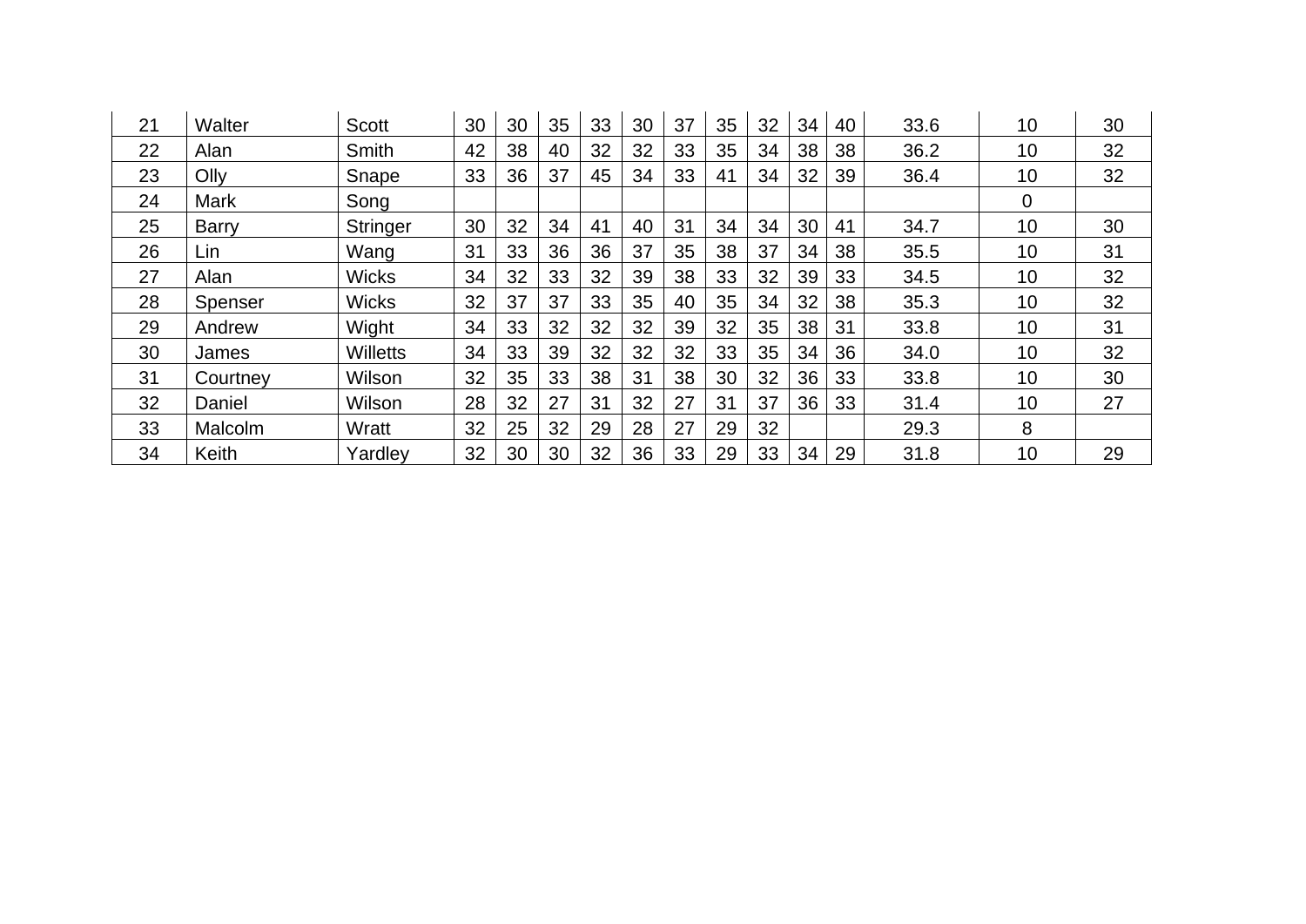| | | | | | | | | | | | | | | | |
|---|---|---|---|---|---|---|---|---|---|---|---|---|---|---|---|
| 21 | Walter | Scott | 30 | 30 | 35 | 33 | 30 | 37 | 35 | 32 | 34 | 40 | 33.6 | 10 | 30 |
| 22 | Alan | Smith | 42 | 38 | 40 | 32 | 32 | 33 | 35 | 34 | 38 | 38 | 36.2 | 10 | 32 |
| 23 | Olly | Snape | 33 | 36 | 37 | 45 | 34 | 33 | 41 | 34 | 32 | 39 | 36.4 | 10 | 32 |
| 24 | Mark | Song | | | | | | | | | | | | 0 | |
| 25 | Barry | Stringer | 30 | 32 | 34 | 41 | 40 | 31 | 34 | 34 | 30 | 41 | 34.7 | 10 | 30 |
| 26 | Lin | Wang | 31 | 33 | 36 | 36 | 37 | 35 | 38 | 37 | 34 | 38 | 35.5 | 10 | 31 |
| 27 | Alan | Wicks | 34 | 32 | 33 | 32 | 39 | 38 | 33 | 32 | 39 | 33 | 34.5 | 10 | 32 |
| 28 | Spenser | Wicks | 32 | 37 | 37 | 33 | 35 | 40 | 35 | 34 | 32 | 38 | 35.3 | 10 | 32 |
| 29 | Andrew | Wight | 34 | 33 | 32 | 32 | 32 | 39 | 32 | 35 | 38 | 31 | 33.8 | 10 | 31 |
| 30 | James | Willetts | 34 | 33 | 39 | 32 | 32 | 32 | 33 | 35 | 34 | 36 | 34.0 | 10 | 32 |
| 31 | Courtney | Wilson | 32 | 35 | 33 | 38 | 31 | 38 | 30 | 32 | 36 | 33 | 33.8 | 10 | 30 |
| 32 | Daniel | Wilson | 28 | 32 | 27 | 31 | 32 | 27 | 31 | 37 | 36 | 33 | 31.4 | 10 | 27 |
| 33 | Malcolm | Wratt | 32 | 25 | 32 | 29 | 28 | 27 | 29 | 32 | | | 29.3 | 8 | |
| 34 | Keith | Yardley | 32 | 30 | 30 | 32 | 36 | 33 | 29 | 33 | 34 | 29 | 31.8 | 10 | 29 |